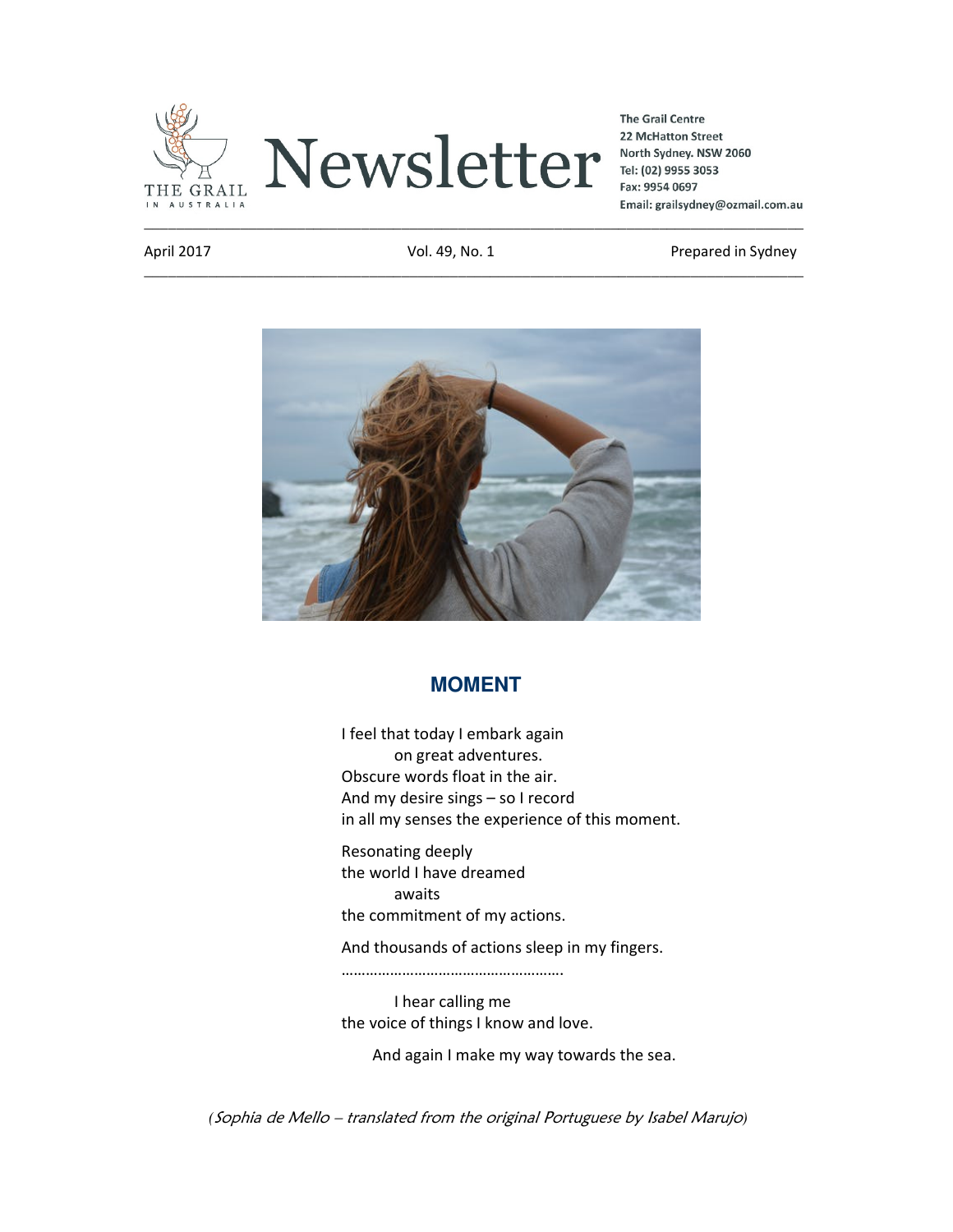THE GRAIL IN AUSTRALIA

# Newsletter

**The Grail Centre**
**22 McHatton Street**
**North Sydney. NSW 2060**
**Tel: (02) 9955 3053**
**Fax: 9954 0697**
**Email: grailsydney@ozmail.com.au**

April 2017 | Vol. 49, No. 1 | Prepared in Sydney

## MOMENT

I feel that today I embark again
        on great adventures.
Obscure words float in the air.
And my desire sings – so I record
in all my senses the experience of this moment.

Resonating deeply
the world I have dreamed
        awaits
the commitment of my actions.

And thousands of actions sleep in my fingers.
……………………………………………….

        I hear calling me
the voice of things I know and love.

    And again I make my way towards the sea.

(*Sophia de Mello – translated from the original Portuguese by Isabel Marujo*)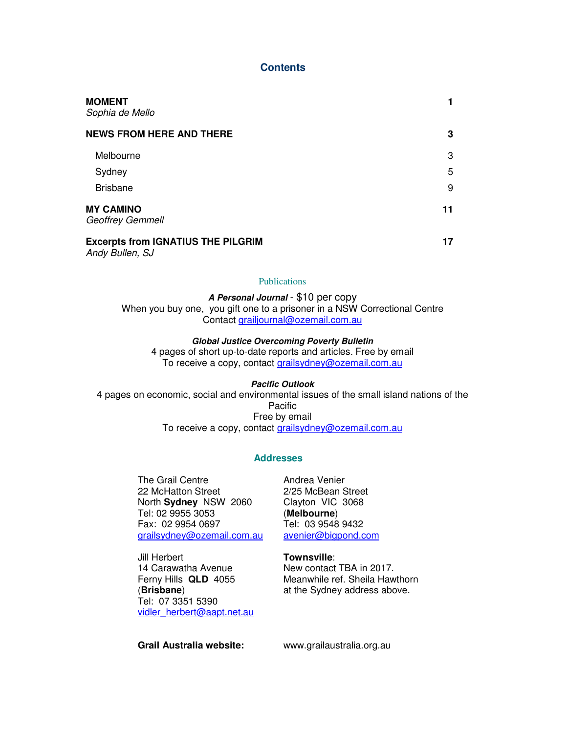# Contents

| | |
|---|---|
| **MOMENT**<br>*Sophia de Mello* | **1** |
| **NEWS FROM HERE AND THERE** | **3** |
| Melbourne | 3 |
| Sydney | 5 |
| Brisbane | 9 |
| **MY CAMINO**<br>*Geoffrey Gemmell* | **11** |
| **Excerpts from IGNATIUS THE PILGRIM**<br>*Andy Bullen, SJ* | **17** |

## Publications

***A Personal Journal*** - $10 per copy
When you buy one, you gift one to a prisoner in a NSW Correctional Centre
Contact grailjournal@ozemail.com.au

***Global Justice Overcoming Poverty Bulletin***
4 pages of short up-to-date reports and articles. Free by email
To receive a copy, contact grailsydney@ozemail.com.au

***Pacific Outlook***
4 pages on economic, social and environmental issues of the small island nations of the Pacific
Free by email
To receive a copy, contact grailsydney@ozemail.com.au

## Addresses

The Grail Centre
22 McHatton Street
North **Sydney** NSW 2060
Tel: 02 9955 3053
Fax: 02 9954 0697
grailsydney@ozemail.com.au

Andrea Venier
2/25 McBean Street
Clayton VIC 3068
(**Melbourne**)
Tel: 03 9548 9432
avenier@bigpond.com

Jill Herbert
14 Carawatha Avenue
Ferny Hills **QLD** 4055
(**Brisbane**)
Tel: 07 3351 5390
vidler_herbert@aapt.net.au

**Townsville**:
New contact TBA in 2017.
Meanwhile ref. Sheila Hawthorn
at the Sydney address above.

**Grail Australia website:** www.grailaustralia.org.au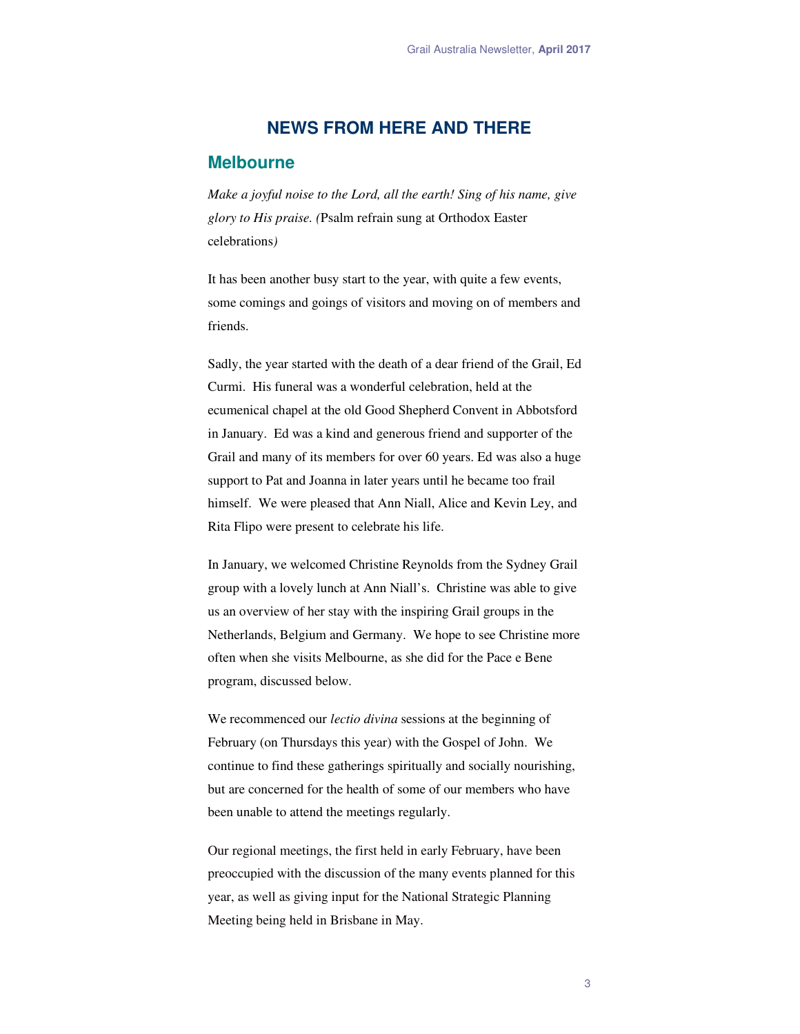# NEWS FROM HERE AND THERE

## Melbourne

*Make a joyful noise to the Lord, all the earth! Sing of his name, give glory to His praise. (*Psalm refrain sung at Orthodox Easter celebrations*)*

It has been another busy start to the year, with quite a few events, some comings and goings of visitors and moving on of members and friends.

Sadly, the year started with the death of a dear friend of the Grail, Ed Curmi. His funeral was a wonderful celebration, held at the ecumenical chapel at the old Good Shepherd Convent in Abbotsford in January. Ed was a kind and generous friend and supporter of the Grail and many of its members for over 60 years. Ed was also a huge support to Pat and Joanna in later years until he became too frail himself. We were pleased that Ann Niall, Alice and Kevin Ley, and Rita Flipo were present to celebrate his life.

In January, we welcomed Christine Reynolds from the Sydney Grail group with a lovely lunch at Ann Niall's. Christine was able to give us an overview of her stay with the inspiring Grail groups in the Netherlands, Belgium and Germany. We hope to see Christine more often when she visits Melbourne, as she did for the Pace e Bene program, discussed below.

We recommenced our *lectio divina* sessions at the beginning of February (on Thursdays this year) with the Gospel of John. We continue to find these gatherings spiritually and socially nourishing, but are concerned for the health of some of our members who have been unable to attend the meetings regularly.

Our regional meetings, the first held in early February, have been preoccupied with the discussion of the many events planned for this year, as well as giving input for the National Strategic Planning Meeting being held in Brisbane in May.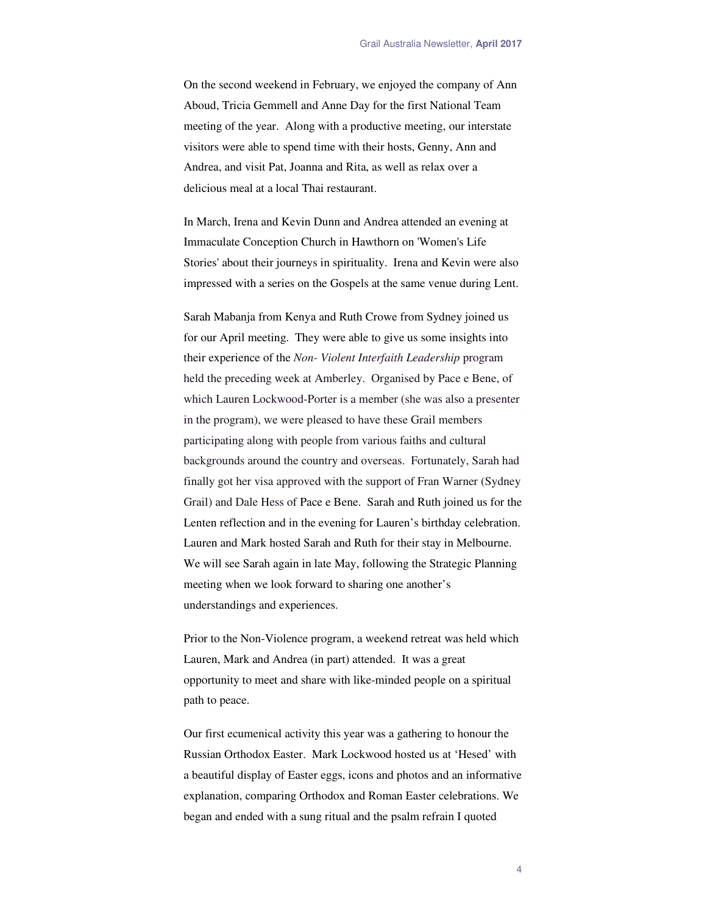On the second weekend in February, we enjoyed the company of Ann Aboud, Tricia Gemmell and Anne Day for the first National Team meeting of the year. Along with a productive meeting, our interstate visitors were able to spend time with their hosts, Genny, Ann and Andrea, and visit Pat, Joanna and Rita, as well as relax over a delicious meal at a local Thai restaurant.

In March, Irena and Kevin Dunn and Andrea attended an evening at Immaculate Conception Church in Hawthorn on 'Women's Life Stories' about their journeys in spirituality. Irena and Kevin were also impressed with a series on the Gospels at the same venue during Lent.

Sarah Mabanja from Kenya and Ruth Crowe from Sydney joined us for our April meeting. They were able to give us some insights into their experience of the *Non- Violent Interfaith Leadership* program held the preceding week at Amberley. Organised by Pace e Bene, of which Lauren Lockwood-Porter is a member (she was also a presenter in the program), we were pleased to have these Grail members participating along with people from various faiths and cultural backgrounds around the country and overseas. Fortunately, Sarah had finally got her visa approved with the support of Fran Warner (Sydney Grail) and Dale Hess of Pace e Bene. Sarah and Ruth joined us for the Lenten reflection and in the evening for Lauren's birthday celebration. Lauren and Mark hosted Sarah and Ruth for their stay in Melbourne. We will see Sarah again in late May, following the Strategic Planning meeting when we look forward to sharing one another's understandings and experiences.

Prior to the Non-Violence program, a weekend retreat was held which Lauren, Mark and Andrea (in part) attended. It was a great opportunity to meet and share with like-minded people on a spiritual path to peace.

Our first ecumenical activity this year was a gathering to honour the Russian Orthodox Easter. Mark Lockwood hosted us at 'Hesed' with a beautiful display of Easter eggs, icons and photos and an informative explanation, comparing Orthodox and Roman Easter celebrations. We began and ended with a sung ritual and the psalm refrain I quoted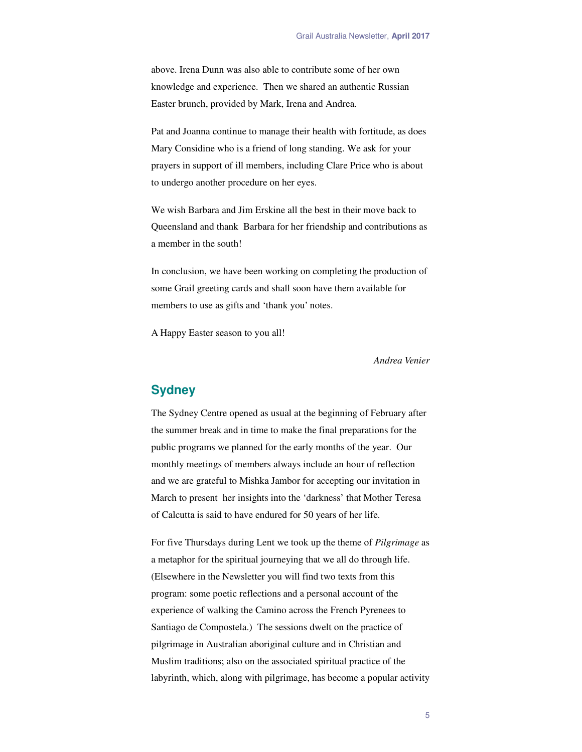above. Irena Dunn was also able to contribute some of her own knowledge and experience. Then we shared an authentic Russian Easter brunch, provided by Mark, Irena and Andrea.

Pat and Joanna continue to manage their health with fortitude, as does Mary Considine who is a friend of long standing. We ask for your prayers in support of ill members, including Clare Price who is about to undergo another procedure on her eyes.

We wish Barbara and Jim Erskine all the best in their move back to Queensland and thank Barbara for her friendship and contributions as a member in the south!

In conclusion, we have been working on completing the production of some Grail greeting cards and shall soon have them available for members to use as gifts and 'thank you' notes.

A Happy Easter season to you all!

*Andrea Venier*

## Sydney

The Sydney Centre opened as usual at the beginning of February after the summer break and in time to make the final preparations for the public programs we planned for the early months of the year. Our monthly meetings of members always include an hour of reflection and we are grateful to Mishka Jambor for accepting our invitation in March to present her insights into the 'darkness' that Mother Teresa of Calcutta is said to have endured for 50 years of her life.

For five Thursdays during Lent we took up the theme of *Pilgrimage* as a metaphor for the spiritual journeying that we all do through life. (Elsewhere in the Newsletter you will find two texts from this program: some poetic reflections and a personal account of the experience of walking the Camino across the French Pyrenees to Santiago de Compostela.) The sessions dwelt on the practice of pilgrimage in Australian aboriginal culture and in Christian and Muslim traditions; also on the associated spiritual practice of the labyrinth, which, along with pilgrimage, has become a popular activity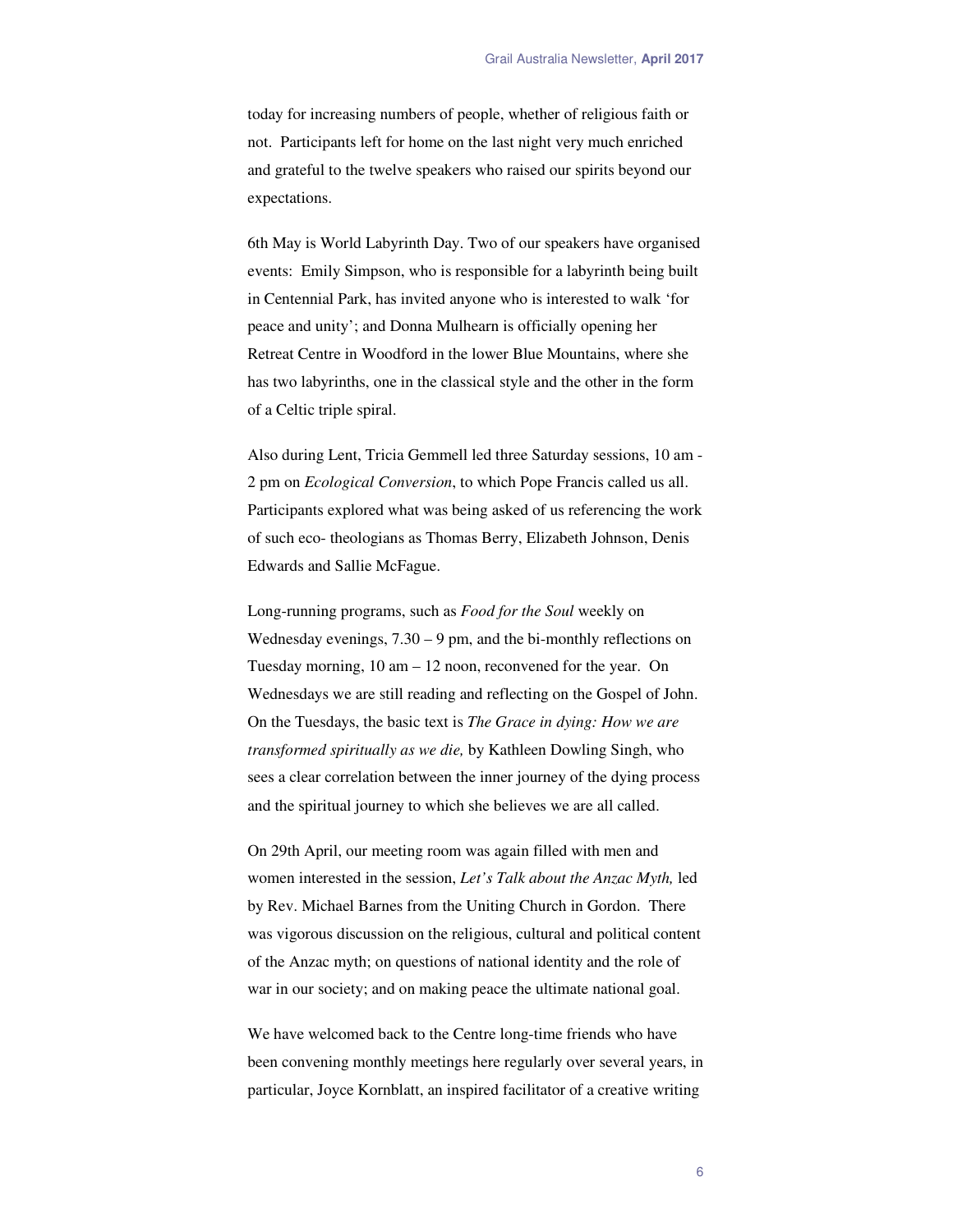today for increasing numbers of people, whether of religious faith or not. Participants left for home on the last night very much enriched and grateful to the twelve speakers who raised our spirits beyond our expectations.

6th May is World Labyrinth Day. Two of our speakers have organised events: Emily Simpson, who is responsible for a labyrinth being built in Centennial Park, has invited anyone who is interested to walk 'for peace and unity'; and Donna Mulhearn is officially opening her Retreat Centre in Woodford in the lower Blue Mountains, where she has two labyrinths, one in the classical style and the other in the form of a Celtic triple spiral.

Also during Lent, Tricia Gemmell led three Saturday sessions, 10 am - 2 pm on *Ecological Conversion*, to which Pope Francis called us all. Participants explored what was being asked of us referencing the work of such eco- theologians as Thomas Berry, Elizabeth Johnson, Denis Edwards and Sallie McFague.

Long-running programs, such as *Food for the Soul* weekly on Wednesday evenings, 7.30 – 9 pm, and the bi-monthly reflections on Tuesday morning, 10 am – 12 noon, reconvened for the year. On Wednesdays we are still reading and reflecting on the Gospel of John. On the Tuesdays, the basic text is *The Grace in dying: How we are transformed spiritually as we die,* by Kathleen Dowling Singh, who sees a clear correlation between the inner journey of the dying process and the spiritual journey to which she believes we are all called.

On 29th April, our meeting room was again filled with men and women interested in the session, *Let's Talk about the Anzac Myth,* led by Rev. Michael Barnes from the Uniting Church in Gordon. There was vigorous discussion on the religious, cultural and political content of the Anzac myth; on questions of national identity and the role of war in our society; and on making peace the ultimate national goal.

We have welcomed back to the Centre long-time friends who have been convening monthly meetings here regularly over several years, in particular, Joyce Kornblatt, an inspired facilitator of a creative writing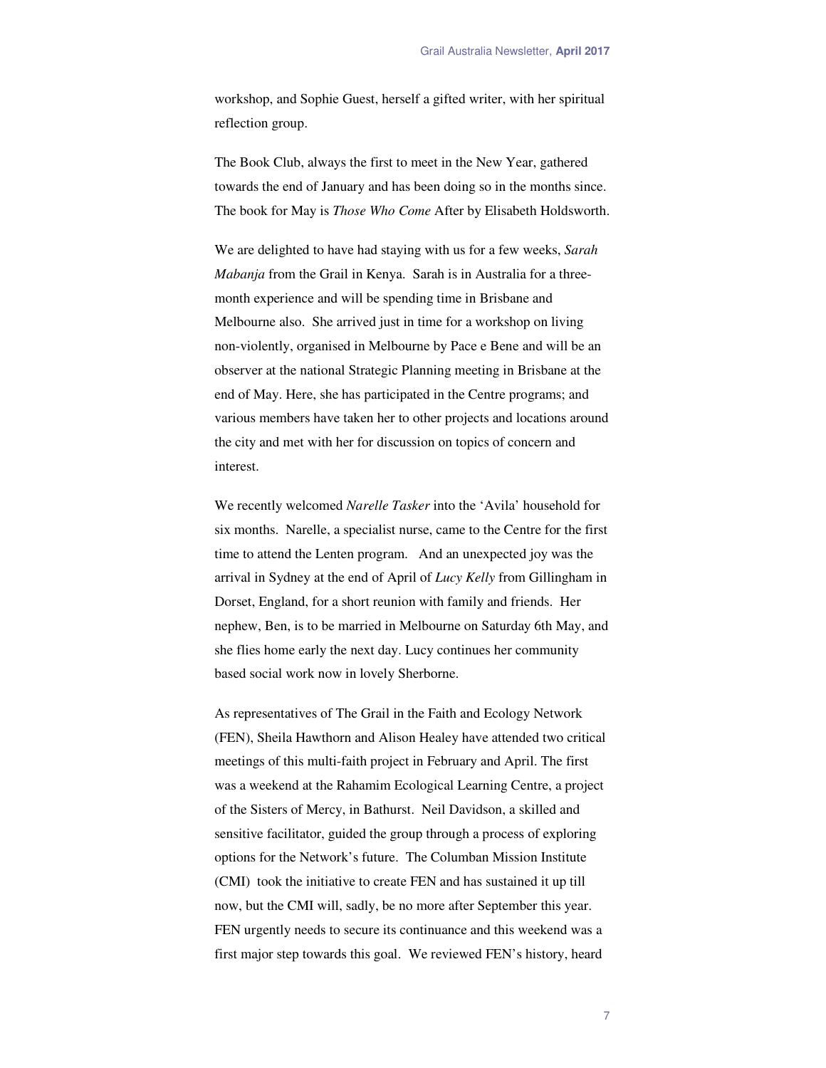workshop, and Sophie Guest, herself a gifted writer, with her spiritual reflection group.

The Book Club, always the first to meet in the New Year, gathered towards the end of January and has been doing so in the months since. The book for May is *Those Who Come* After by Elisabeth Holdsworth.

We are delighted to have had staying with us for a few weeks, *Sarah Mabanja* from the Grail in Kenya. Sarah is in Australia for a three-month experience and will be spending time in Brisbane and Melbourne also. She arrived just in time for a workshop on living non-violently, organised in Melbourne by Pace e Bene and will be an observer at the national Strategic Planning meeting in Brisbane at the end of May. Here, she has participated in the Centre programs; and various members have taken her to other projects and locations around the city and met with her for discussion on topics of concern and interest.

We recently welcomed *Narelle Tasker* into the 'Avila' household for six months. Narelle, a specialist nurse, came to the Centre for the first time to attend the Lenten program. And an unexpected joy was the arrival in Sydney at the end of April of *Lucy Kelly* from Gillingham in Dorset, England, for a short reunion with family and friends. Her nephew, Ben, is to be married in Melbourne on Saturday 6th May, and she flies home early the next day. Lucy continues her community based social work now in lovely Sherborne.

As representatives of The Grail in the Faith and Ecology Network (FEN), Sheila Hawthorn and Alison Healey have attended two critical meetings of this multi-faith project in February and April. The first was a weekend at the Rahamim Ecological Learning Centre, a project of the Sisters of Mercy, in Bathurst. Neil Davidson, a skilled and sensitive facilitator, guided the group through a process of exploring options for the Network's future. The Columban Mission Institute (CMI) took the initiative to create FEN and has sustained it up till now, but the CMI will, sadly, be no more after September this year. FEN urgently needs to secure its continuance and this weekend was a first major step towards this goal. We reviewed FEN's history, heard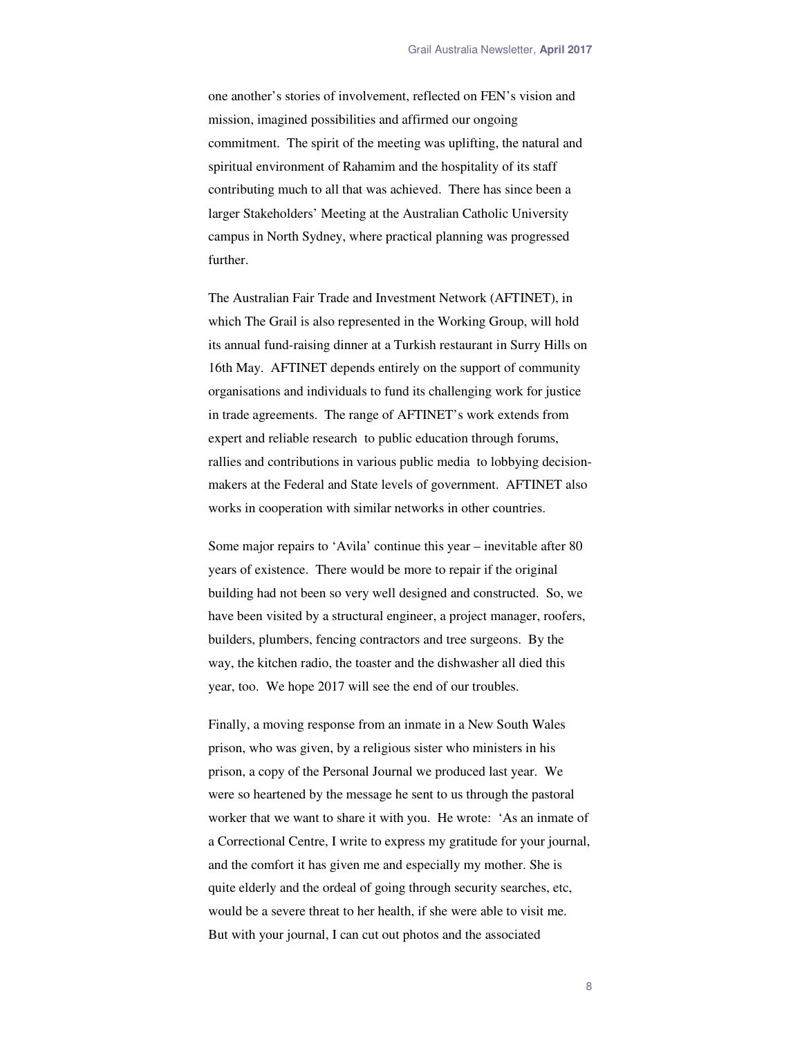one another's stories of involvement, reflected on FEN's vision and mission, imagined possibilities and affirmed our ongoing commitment. The spirit of the meeting was uplifting, the natural and spiritual environment of Rahamim and the hospitality of its staff contributing much to all that was achieved. There has since been a larger Stakeholders' Meeting at the Australian Catholic University campus in North Sydney, where practical planning was progressed further.

The Australian Fair Trade and Investment Network (AFTINET), in which The Grail is also represented in the Working Group, will hold its annual fund-raising dinner at a Turkish restaurant in Surry Hills on 16th May. AFTINET depends entirely on the support of community organisations and individuals to fund its challenging work for justice in trade agreements. The range of AFTINET's work extends from expert and reliable research to public education through forums, rallies and contributions in various public media to lobbying decision-makers at the Federal and State levels of government. AFTINET also works in cooperation with similar networks in other countries.

Some major repairs to 'Avila' continue this year – inevitable after 80 years of existence. There would be more to repair if the original building had not been so very well designed and constructed. So, we have been visited by a structural engineer, a project manager, roofers, builders, plumbers, fencing contractors and tree surgeons. By the way, the kitchen radio, the toaster and the dishwasher all died this year, too. We hope 2017 will see the end of our troubles.

Finally, a moving response from an inmate in a New South Wales prison, who was given, by a religious sister who ministers in his prison, a copy of the Personal Journal we produced last year. We were so heartened by the message he sent to us through the pastoral worker that we want to share it with you. He wrote: 'As an inmate of a Correctional Centre, I write to express my gratitude for your journal, and the comfort it has given me and especially my mother. She is quite elderly and the ordeal of going through security searches, etc, would be a severe threat to her health, if she were able to visit me. But with your journal, I can cut out photos and the associated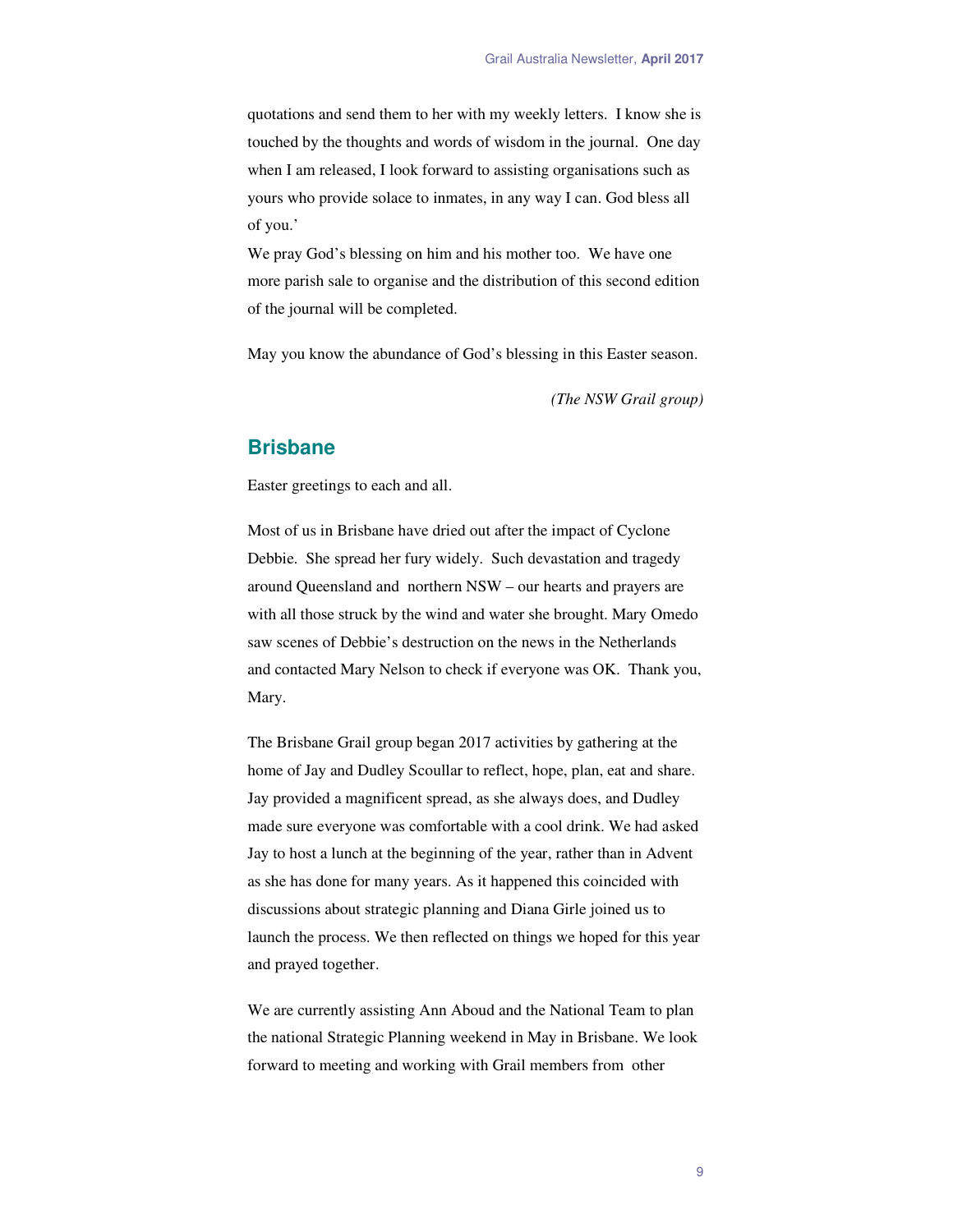quotations and send them to her with my weekly letters. I know she is touched by the thoughts and words of wisdom in the journal. One day when I am released, I look forward to assisting organisations such as yours who provide solace to inmates, in any way I can. God bless all of you.'

We pray God's blessing on him and his mother too. We have one more parish sale to organise and the distribution of this second edition of the journal will be completed.

May you know the abundance of God's blessing in this Easter season.

*(The NSW Grail group)*

## Brisbane

Easter greetings to each and all.

Most of us in Brisbane have dried out after the impact of Cyclone Debbie. She spread her fury widely. Such devastation and tragedy around Queensland and northern NSW – our hearts and prayers are with all those struck by the wind and water she brought. Mary Omedo saw scenes of Debbie's destruction on the news in the Netherlands and contacted Mary Nelson to check if everyone was OK. Thank you, Mary.

The Brisbane Grail group began 2017 activities by gathering at the home of Jay and Dudley Scoullar to reflect, hope, plan, eat and share. Jay provided a magnificent spread, as she always does, and Dudley made sure everyone was comfortable with a cool drink. We had asked Jay to host a lunch at the beginning of the year, rather than in Advent as she has done for many years. As it happened this coincided with discussions about strategic planning and Diana Girle joined us to launch the process. We then reflected on things we hoped for this year and prayed together.

We are currently assisting Ann Aboud and the National Team to plan the national Strategic Planning weekend in May in Brisbane. We look forward to meeting and working with Grail members from other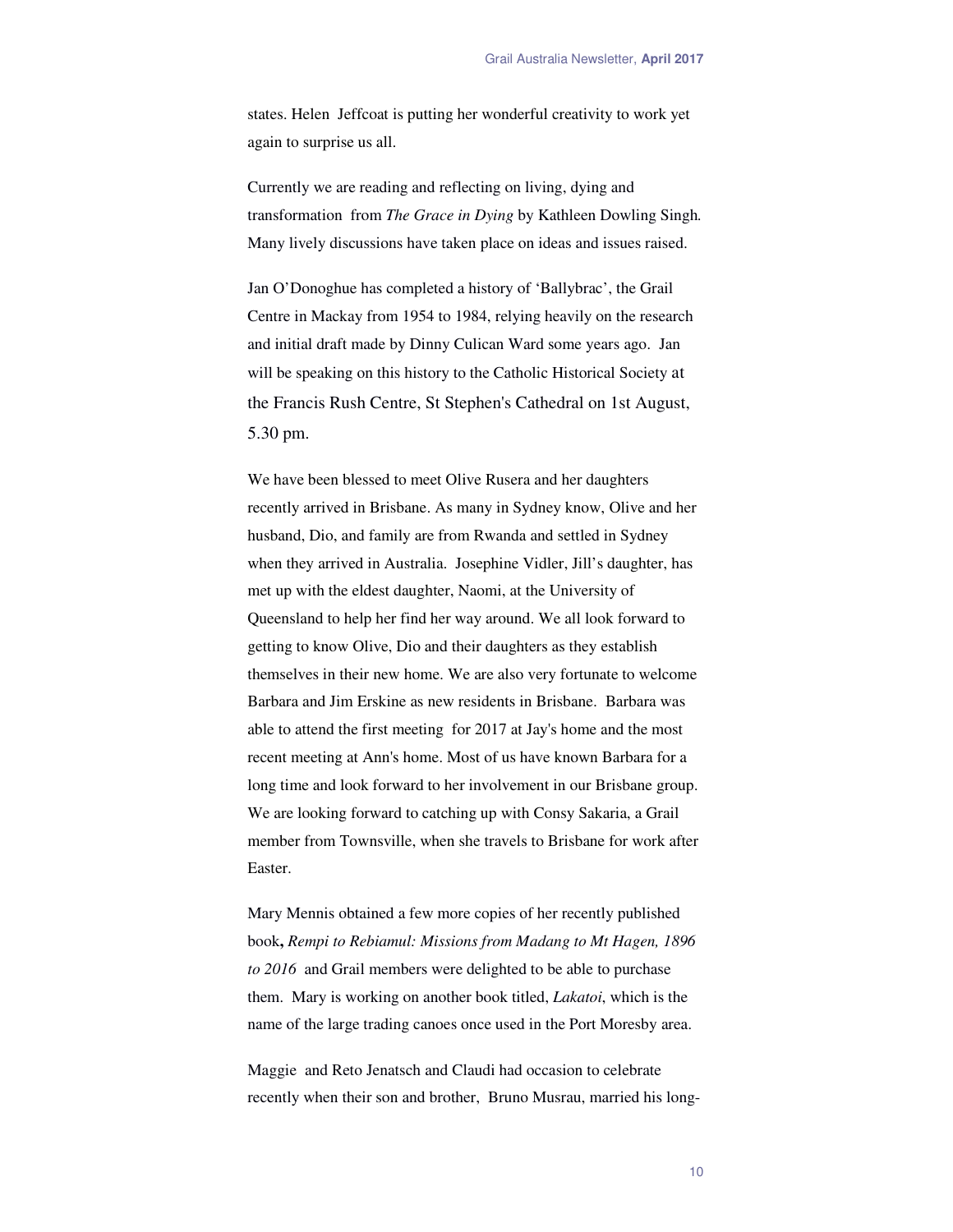states. Helen Jeffcoat is putting her wonderful creativity to work yet again to surprise us all.

Currently we are reading and reflecting on living, dying and transformation from *The Grace in Dying* by Kathleen Dowling Singh. Many lively discussions have taken place on ideas and issues raised.

Jan O'Donoghue has completed a history of 'Ballybrac', the Grail Centre in Mackay from 1954 to 1984, relying heavily on the research and initial draft made by Dinny Culican Ward some years ago. Jan will be speaking on this history to the Catholic Historical Society at the Francis Rush Centre, St Stephen's Cathedral on 1st August, 5.30 pm.

We have been blessed to meet Olive Rusera and her daughters recently arrived in Brisbane. As many in Sydney know, Olive and her husband, Dio, and family are from Rwanda and settled in Sydney when they arrived in Australia. Josephine Vidler, Jill's daughter, has met up with the eldest daughter, Naomi, at the University of Queensland to help her find her way around. We all look forward to getting to know Olive, Dio and their daughters as they establish themselves in their new home. We are also very fortunate to welcome Barbara and Jim Erskine as new residents in Brisbane. Barbara was able to attend the first meeting for 2017 at Jay's home and the most recent meeting at Ann's home. Most of us have known Barbara for a long time and look forward to her involvement in our Brisbane group. We are looking forward to catching up with Consy Sakaria, a Grail member from Townsville, when she travels to Brisbane for work after Easter.

Mary Mennis obtained a few more copies of her recently published book**,** *Rempi to Rebiamul: Missions from Madang to Mt Hagen, 1896 to 2016* and Grail members were delighted to be able to purchase them. Mary is working on another book titled, *Lakatoi*, which is the name of the large trading canoes once used in the Port Moresby area.

Maggie and Reto Jenatsch and Claudi had occasion to celebrate recently when their son and brother, Bruno Musrau, married his long-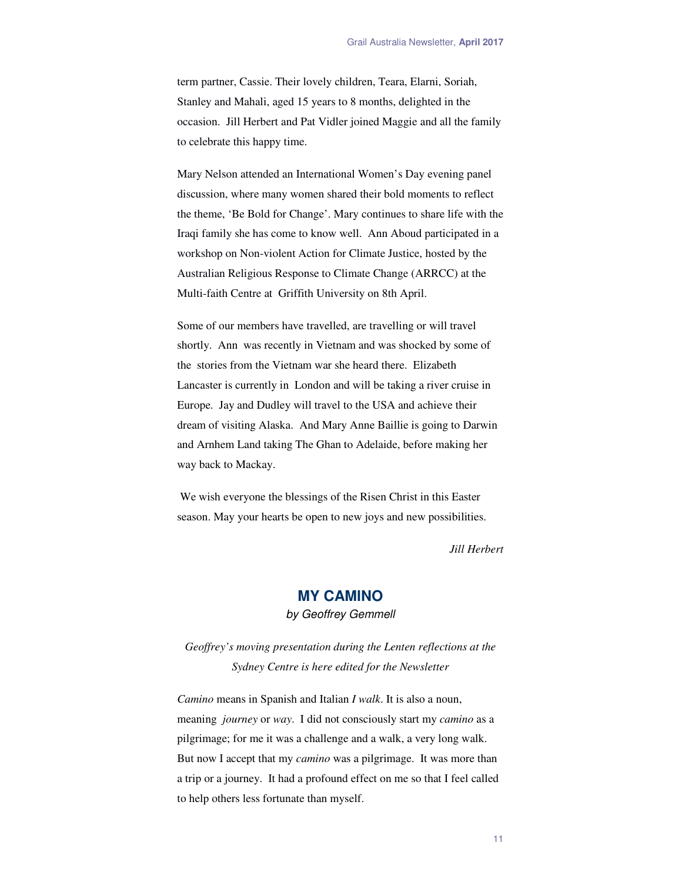term partner, Cassie. Their lovely children, Teara, Elarni, Soriah, Stanley and Mahali, aged 15 years to 8 months, delighted in the occasion. Jill Herbert and Pat Vidler joined Maggie and all the family to celebrate this happy time.

Mary Nelson attended an International Women's Day evening panel discussion, where many women shared their bold moments to reflect the theme, 'Be Bold for Change'. Mary continues to share life with the Iraqi family she has come to know well. Ann Aboud participated in a workshop on Non-violent Action for Climate Justice, hosted by the Australian Religious Response to Climate Change (ARRCC) at the Multi-faith Centre at Griffith University on 8th April.

Some of our members have travelled, are travelling or will travel shortly. Ann was recently in Vietnam and was shocked by some of the stories from the Vietnam war she heard there. Elizabeth Lancaster is currently in London and will be taking a river cruise in Europe. Jay and Dudley will travel to the USA and achieve their dream of visiting Alaska. And Mary Anne Baillie is going to Darwin and Arnhem Land taking The Ghan to Adelaide, before making her way back to Mackay.

We wish everyone the blessings of the Risen Christ in this Easter season. May your hearts be open to new joys and new possibilities.

*Jill Herbert*

## MY CAMINO

*by Geoffrey Gemmell*

*Geoffrey's moving presentation during the Lenten reflections at the Sydney Centre is here edited for the Newsletter*

*Camino* means in Spanish and Italian *I walk*. It is also a noun, meaning *journey* or *way*. I did not consciously start my *camino* as a pilgrimage; for me it was a challenge and a walk, a very long walk. But now I accept that my *camino* was a pilgrimage. It was more than a trip or a journey. It had a profound effect on me so that I feel called to help others less fortunate than myself.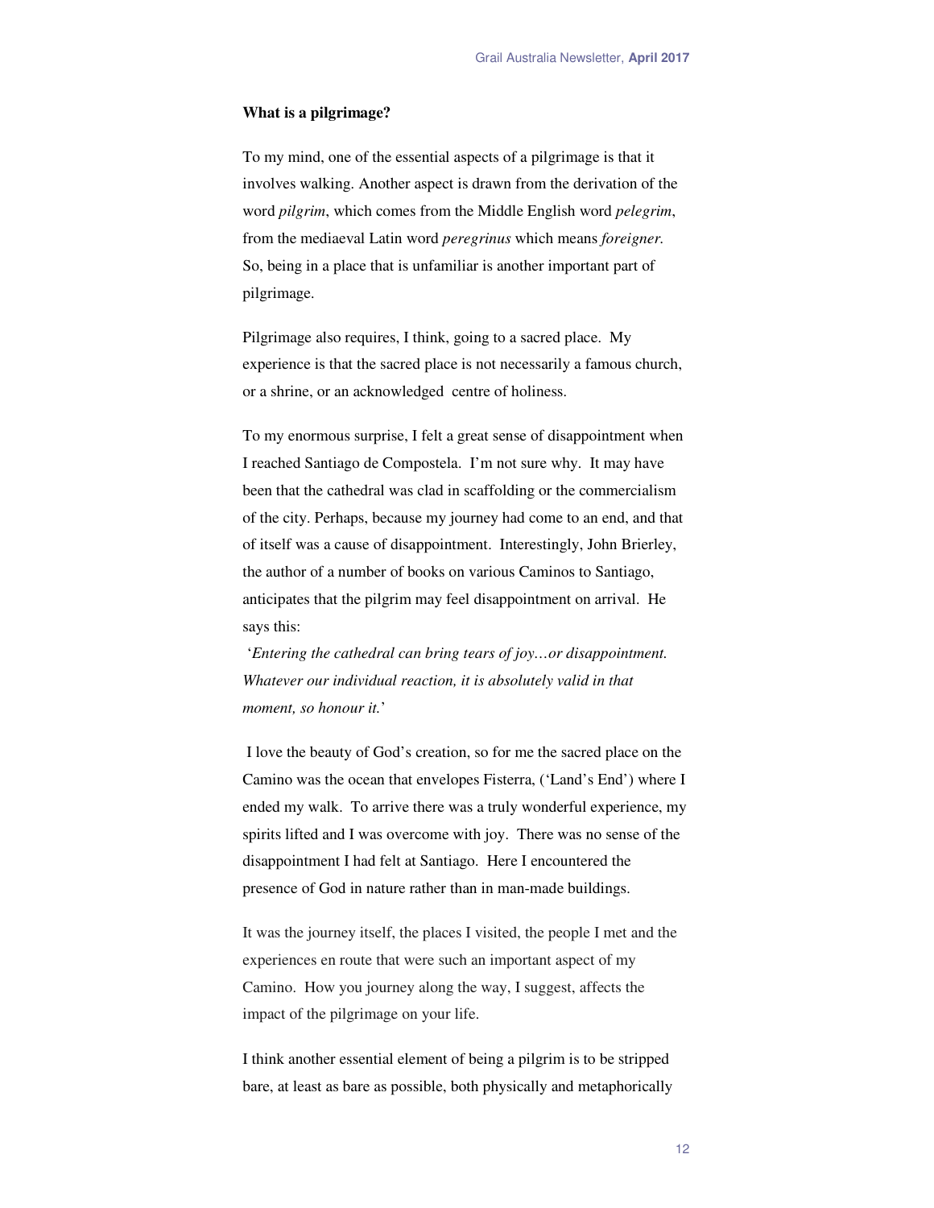**What is a pilgrimage?**

To my mind, one of the essential aspects of a pilgrimage is that it involves walking. Another aspect is drawn from the derivation of the word *pilgrim*, which comes from the Middle English word *pelegrim*, from the mediaeval Latin word *peregrinus* which means *foreigner.* So, being in a place that is unfamiliar is another important part of pilgrimage.

Pilgrimage also requires, I think, going to a sacred place. My experience is that the sacred place is not necessarily a famous church, or a shrine, or an acknowledged centre of holiness.

To my enormous surprise, I felt a great sense of disappointment when I reached Santiago de Compostela. I'm not sure why. It may have been that the cathedral was clad in scaffolding or the commercialism of the city. Perhaps, because my journey had come to an end, and that of itself was a cause of disappointment. Interestingly, John Brierley, the author of a number of books on various Caminos to Santiago, anticipates that the pilgrim may feel disappointment on arrival. He says this:

'*Entering the cathedral can bring tears of joy…or disappointment. Whatever our individual reaction, it is absolutely valid in that moment, so honour it.*'

I love the beauty of God's creation, so for me the sacred place on the Camino was the ocean that envelopes Fisterra, ('Land's End') where I ended my walk. To arrive there was a truly wonderful experience, my spirits lifted and I was overcome with joy. There was no sense of the disappointment I had felt at Santiago. Here I encountered the presence of God in nature rather than in man-made buildings.

It was the journey itself, the places I visited, the people I met and the experiences en route that were such an important aspect of my Camino. How you journey along the way, I suggest, affects the impact of the pilgrimage on your life.

I think another essential element of being a pilgrim is to be stripped bare, at least as bare as possible, both physically and metaphorically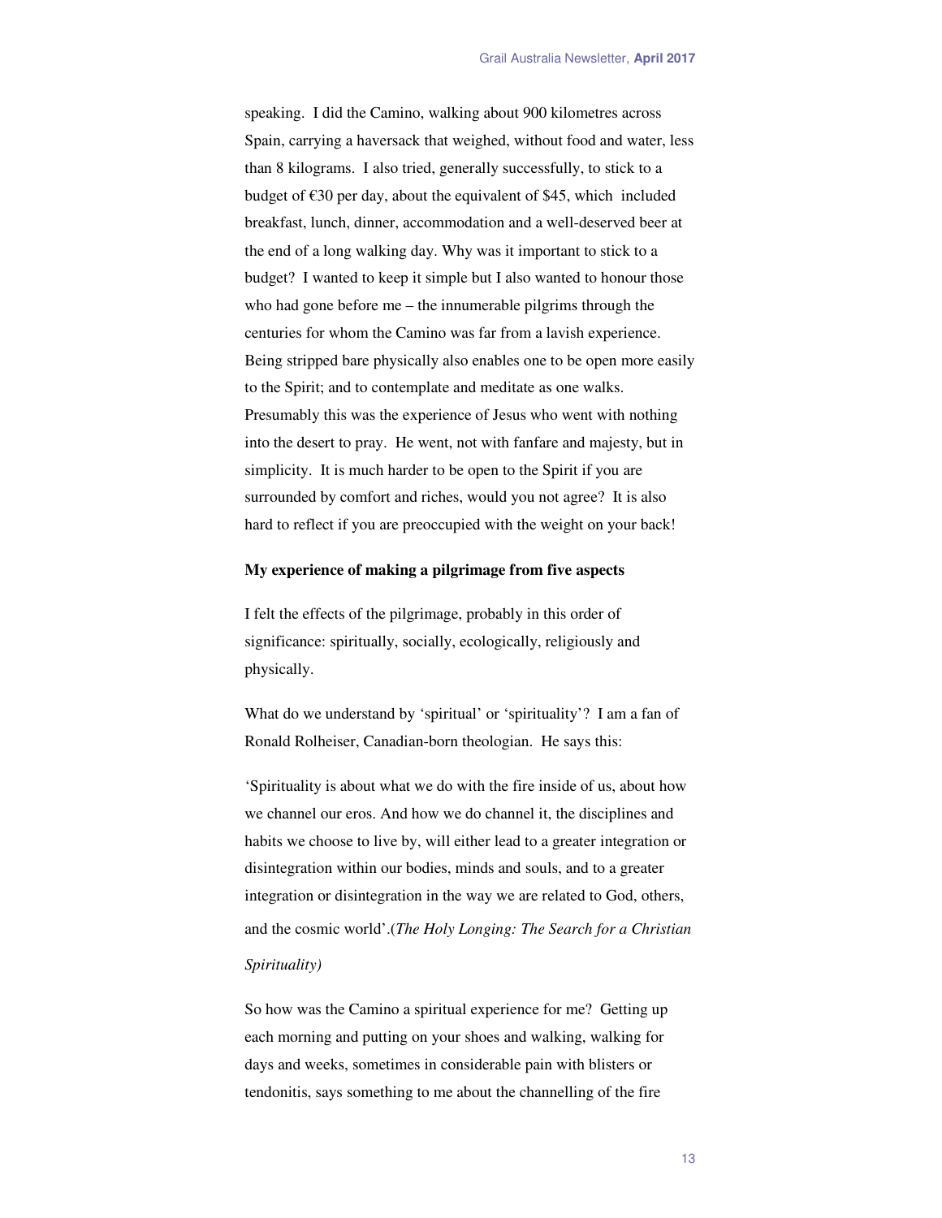speaking. I did the Camino, walking about 900 kilometres across Spain, carrying a haversack that weighed, without food and water, less than 8 kilograms. I also tried, generally successfully, to stick to a budget of €30 per day, about the equivalent of $45, which included breakfast, lunch, dinner, accommodation and a well-deserved beer at the end of a long walking day. Why was it important to stick to a budget? I wanted to keep it simple but I also wanted to honour those who had gone before me – the innumerable pilgrims through the centuries for whom the Camino was far from a lavish experience. Being stripped bare physically also enables one to be open more easily to the Spirit; and to contemplate and meditate as one walks. Presumably this was the experience of Jesus who went with nothing into the desert to pray. He went, not with fanfare and majesty, but in simplicity. It is much harder to be open to the Spirit if you are surrounded by comfort and riches, would you not agree? It is also hard to reflect if you are preoccupied with the weight on your back!

**My experience of making a pilgrimage from five aspects**

I felt the effects of the pilgrimage, probably in this order of significance: spiritually, socially, ecologically, religiously and physically.

What do we understand by 'spiritual' or 'spirituality'? I am a fan of Ronald Rolheiser, Canadian-born theologian. He says this:

'Spirituality is about what we do with the fire inside of us, about how we channel our eros. And how we do channel it, the disciplines and habits we choose to live by, will either lead to a greater integration or disintegration within our bodies, minds and souls, and to a greater integration or disintegration in the way we are related to God, others, and the cosmic world'.(*The Holy Longing: The Search for a Christian Spirituality)*

So how was the Camino a spiritual experience for me? Getting up each morning and putting on your shoes and walking, walking for days and weeks, sometimes in considerable pain with blisters or tendonitis, says something to me about the channelling of the fire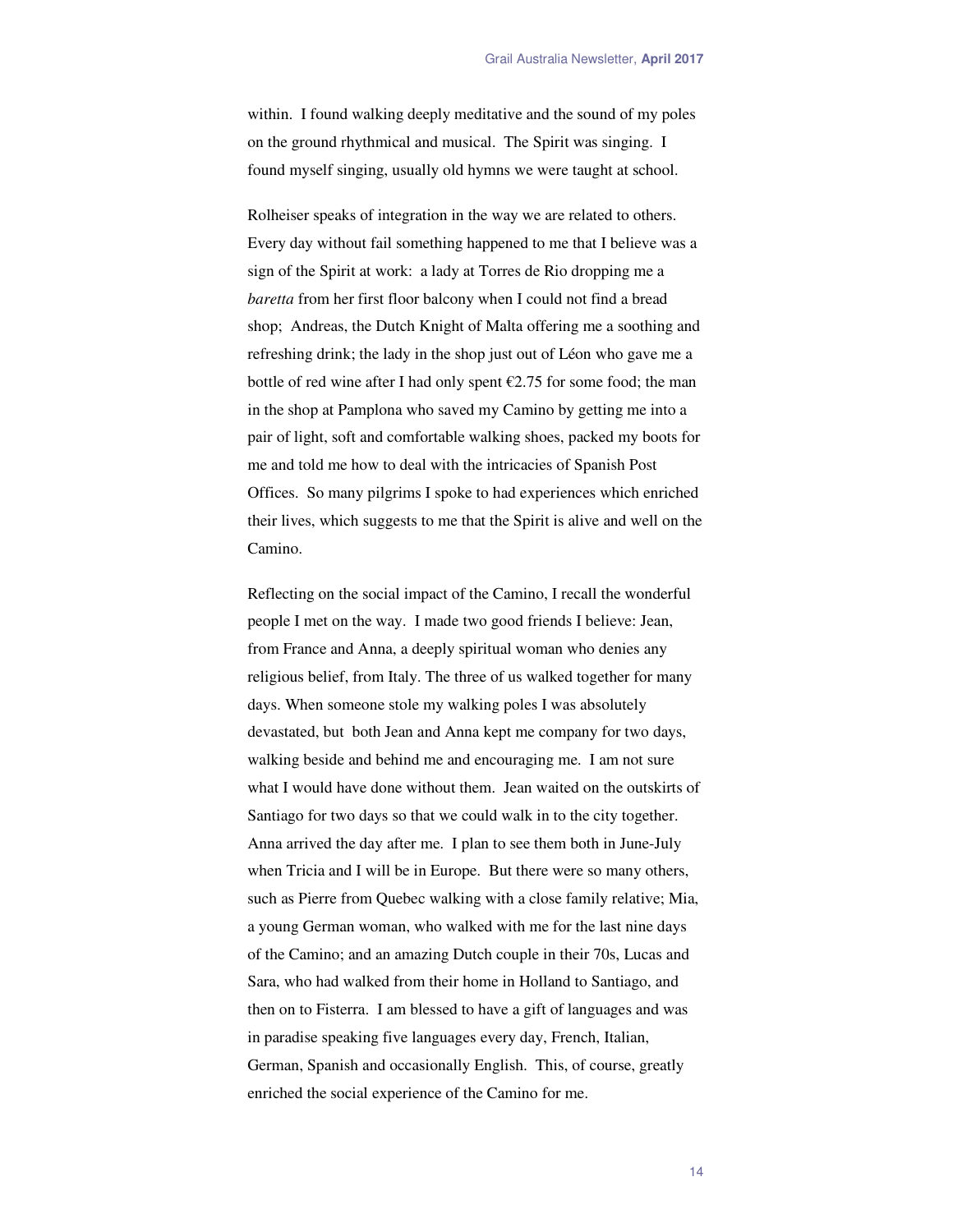within. I found walking deeply meditative and the sound of my poles on the ground rhythmical and musical. The Spirit was singing. I found myself singing, usually old hymns we were taught at school.

Rolheiser speaks of integration in the way we are related to others. Every day without fail something happened to me that I believe was a sign of the Spirit at work: a lady at Torres de Rio dropping me a *baretta* from her first floor balcony when I could not find a bread shop; Andreas, the Dutch Knight of Malta offering me a soothing and refreshing drink; the lady in the shop just out of Léon who gave me a bottle of red wine after I had only spent €2.75 for some food; the man in the shop at Pamplona who saved my Camino by getting me into a pair of light, soft and comfortable walking shoes, packed my boots for me and told me how to deal with the intricacies of Spanish Post Offices. So many pilgrims I spoke to had experiences which enriched their lives, which suggests to me that the Spirit is alive and well on the Camino.

Reflecting on the social impact of the Camino, I recall the wonderful people I met on the way. I made two good friends I believe: Jean, from France and Anna, a deeply spiritual woman who denies any religious belief, from Italy. The three of us walked together for many days. When someone stole my walking poles I was absolutely devastated, but both Jean and Anna kept me company for two days, walking beside and behind me and encouraging me. I am not sure what I would have done without them. Jean waited on the outskirts of Santiago for two days so that we could walk in to the city together. Anna arrived the day after me. I plan to see them both in June-July when Tricia and I will be in Europe. But there were so many others, such as Pierre from Quebec walking with a close family relative; Mia, a young German woman, who walked with me for the last nine days of the Camino; and an amazing Dutch couple in their 70s, Lucas and Sara, who had walked from their home in Holland to Santiago, and then on to Fisterra. I am blessed to have a gift of languages and was in paradise speaking five languages every day, French, Italian, German, Spanish and occasionally English. This, of course, greatly enriched the social experience of the Camino for me.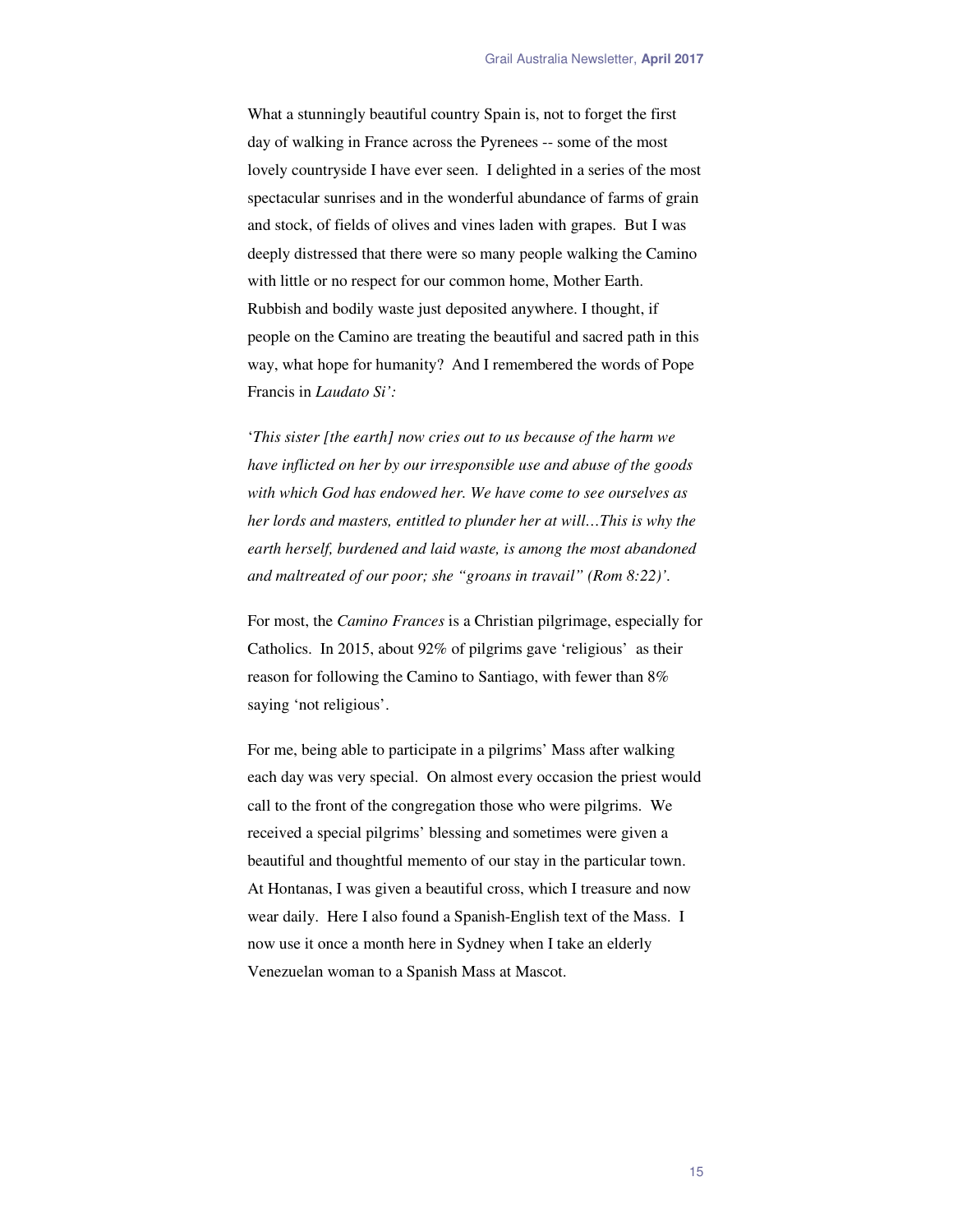What a stunningly beautiful country Spain is, not to forget the first day of walking in France across the Pyrenees -- some of the most lovely countryside I have ever seen. I delighted in a series of the most spectacular sunrises and in the wonderful abundance of farms of grain and stock, of fields of olives and vines laden with grapes. But I was deeply distressed that there were so many people walking the Camino with little or no respect for our common home, Mother Earth. Rubbish and bodily waste just deposited anywhere. I thought, if people on the Camino are treating the beautiful and sacred path in this way, what hope for humanity? And I remembered the words of Pope Francis in *Laudato Si':*

'*This sister [the earth] now cries out to us because of the harm we have inflicted on her by our irresponsible use and abuse of the goods with which God has endowed her. We have come to see ourselves as her lords and masters, entitled to plunder her at will…This is why the earth herself, burdened and laid waste, is among the most abandoned and maltreated of our poor; she "groans in travail" (Rom 8:22)'*.

For most, the *Camino Frances* is a Christian pilgrimage, especially for Catholics. In 2015, about 92% of pilgrims gave 'religious' as their reason for following the Camino to Santiago, with fewer than 8% saying 'not religious'.

For me, being able to participate in a pilgrims' Mass after walking each day was very special. On almost every occasion the priest would call to the front of the congregation those who were pilgrims. We received a special pilgrims' blessing and sometimes were given a beautiful and thoughtful memento of our stay in the particular town. At Hontanas, I was given a beautiful cross, which I treasure and now wear daily. Here I also found a Spanish-English text of the Mass. I now use it once a month here in Sydney when I take an elderly Venezuelan woman to a Spanish Mass at Mascot.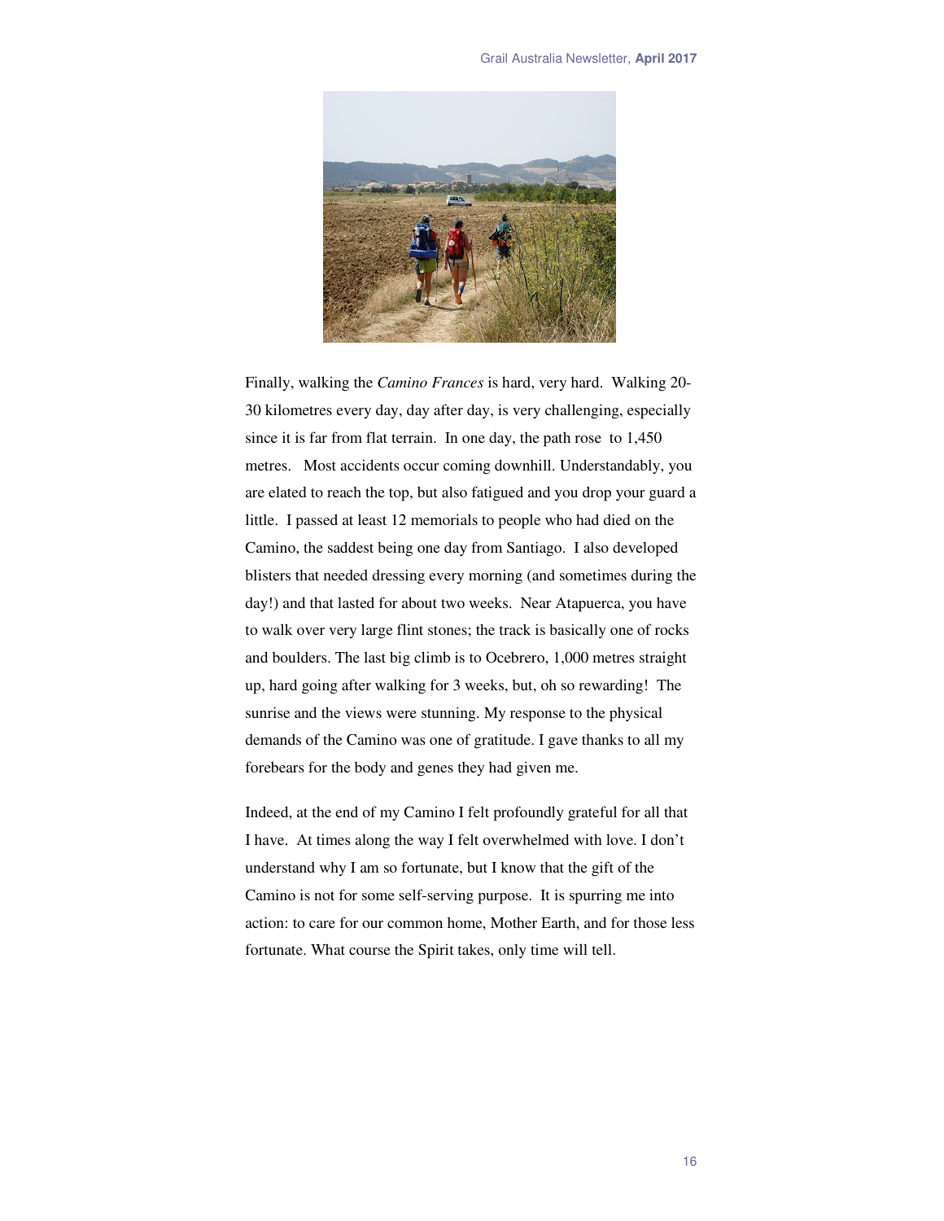Finally, walking the *Camino Frances* is hard, very hard. Walking 20-30 kilometres every day, day after day, is very challenging, especially since it is far from flat terrain. In one day, the path rose to 1,450 metres. Most accidents occur coming downhill. Understandably, you are elated to reach the top, but also fatigued and you drop your guard a little. I passed at least 12 memorials to people who had died on the Camino, the saddest being one day from Santiago. I also developed blisters that needed dressing every morning (and sometimes during the day!) and that lasted for about two weeks. Near Atapuerca, you have to walk over very large flint stones; the track is basically one of rocks and boulders. The last big climb is to Ocebrero, 1,000 metres straight up, hard going after walking for 3 weeks, but, oh so rewarding! The sunrise and the views were stunning. My response to the physical demands of the Camino was one of gratitude. I gave thanks to all my forebears for the body and genes they had given me.

Indeed, at the end of my Camino I felt profoundly grateful for all that I have. At times along the way I felt overwhelmed with love. I don't understand why I am so fortunate, but I know that the gift of the Camino is not for some self-serving purpose. It is spurring me into action: to care for our common home, Mother Earth, and for those less fortunate. What course the Spirit takes, only time will tell.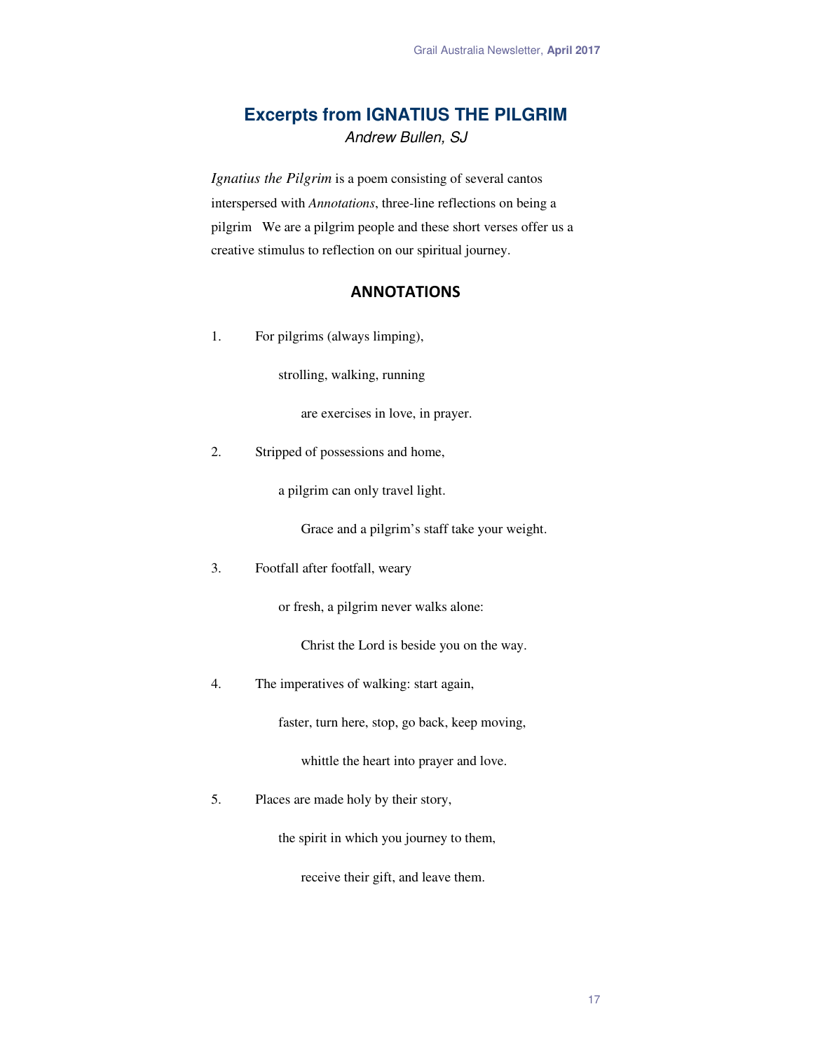# Excerpts from IGNATIUS THE PILGRIM

*Andrew Bullen, SJ*

*Ignatius the Pilgrim* is a poem consisting of several cantos interspersed with *Annotations*, three-line reflections on being a pilgrim We are a pilgrim people and these short verses offer us a creative stimulus to reflection on our spiritual journey.

## ANNOTATIONS

1. For pilgrims (always limping),

   strolling, walking, running

   are exercises in love, in prayer.

2. Stripped of possessions and home,

   a pilgrim can only travel light.

   Grace and a pilgrim's staff take your weight.

3. Footfall after footfall, weary

   or fresh, a pilgrim never walks alone:

   Christ the Lord is beside you on the way.

4. The imperatives of walking: start again,

   faster, turn here, stop, go back, keep moving,

   whittle the heart into prayer and love.

5. Places are made holy by their story,

   the spirit in which you journey to them,

   receive their gift, and leave them.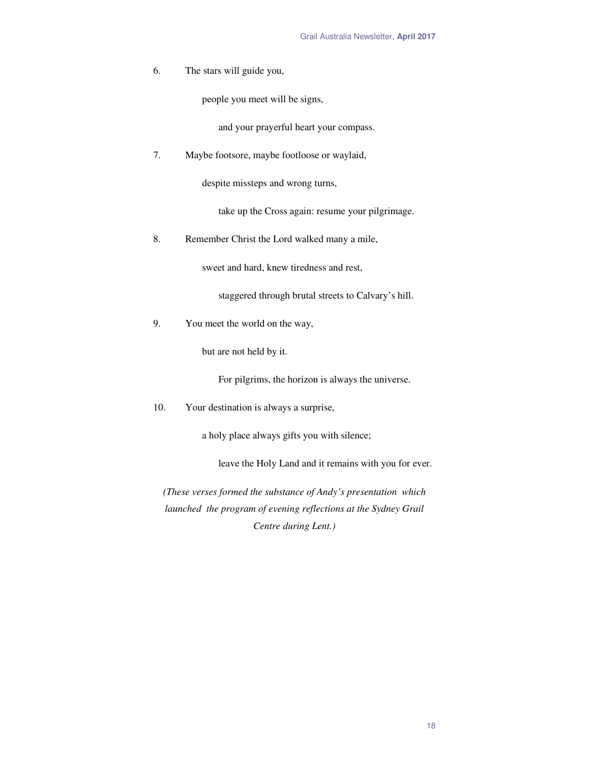6. The stars will guide you,

    people you meet will be signs,

        and your prayerful heart your compass.

7. Maybe footsore, maybe footloose or waylaid,

    despite missteps and wrong turns,

        take up the Cross again: resume your pilgrimage.

8. Remember Christ the Lord walked many a mile,

    sweet and hard, knew tiredness and rest,

        staggered through brutal streets to Calvary's hill.

9. You meet the world on the way,

    but are not held by it.

        For pilgrims, the horizon is always the universe.

10. Your destination is always a surprise,

    a holy place always gifts you with silence;

        leave the Holy Land and it remains with you for ever.

*(These verses formed the substance of Andy's presentation which launched the program of evening reflections at the Sydney Grail Centre during Lent.)*